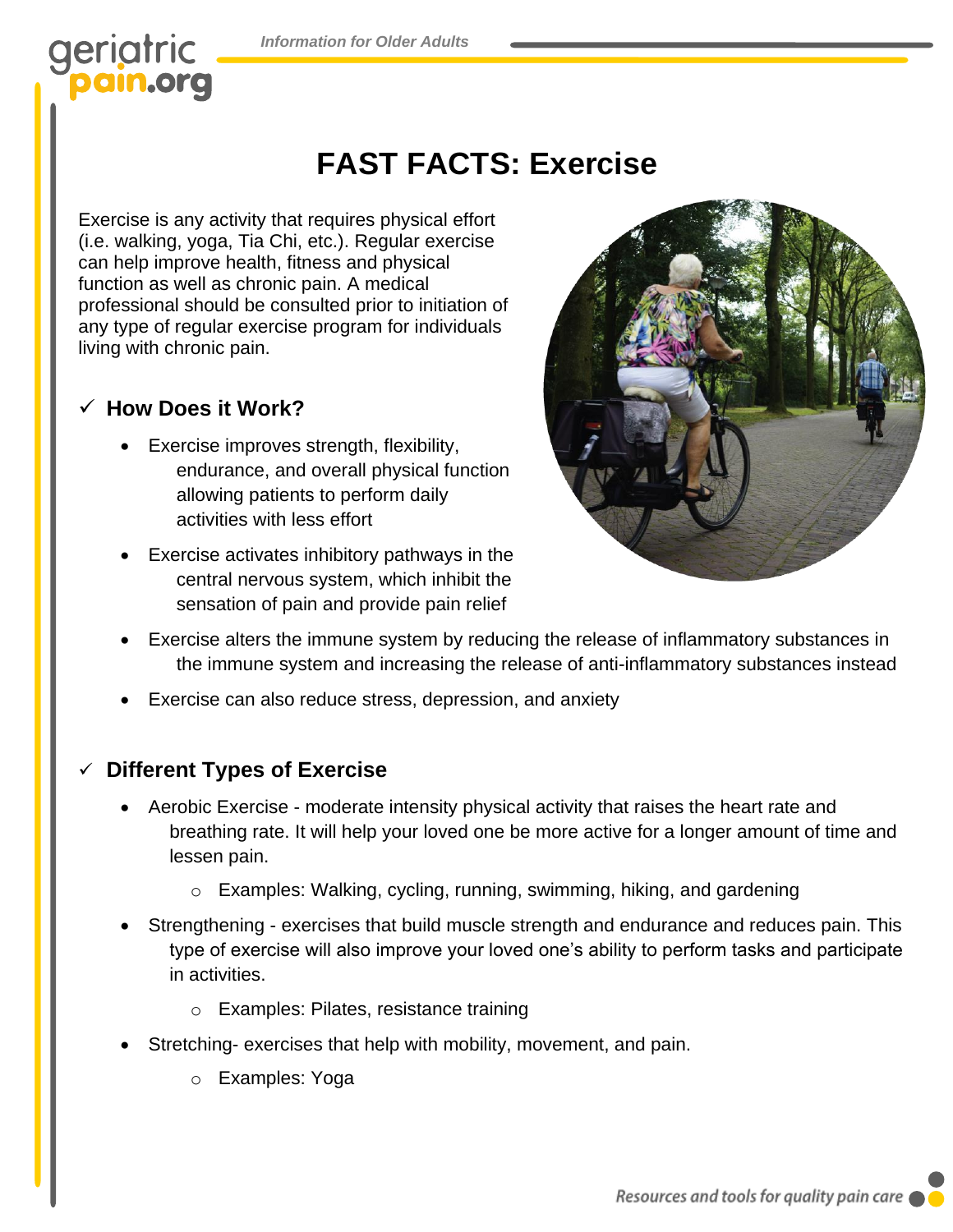# FAST FACTS: Exercise

Exercise is any activity that requires physical effort (i.e. walking, yoga, Tia Chi, etc.). Regular exercise can help improve health, fitness and physical function as well as chronic pain. A medical professional should be consulted prior to initiation of any type of regular exercise program for individuals living with chronic pain.

## ✓ How Does it Work?

- Exercise improves strength, flexibility, endurance, and overall physical function allowing patients to perform daily activities with less effort
- Exercise activates inhibitory pathways in the central nervous system, which inhibit the sensation of pain and provide pain relief
- Exercise alters the immune system by reducing the release of inflammatory substances in the immune system and increasing the release of anti-inflammatory substances instead
- Exercise can also reduce stress, depression, and anxiety

## ✓ Different Types of Exercise

- Aerobic Exercise - moderate intensity physical activity that raises the heart rate and breathing rate. It will help your loved one be more active for a longer amount of time and lessen pain.
  - Examples: Walking, cycling, running, swimming, hiking, and gardening
- Strengthening - exercises that build muscle strength and endurance and reduces pain. This type of exercise will also improve your loved one's ability to perform tasks and participate in activities.
  - Examples: Pilates, resistance training
- Stretching- exercises that help with mobility, movement, and pain.
  - Examples: Yoga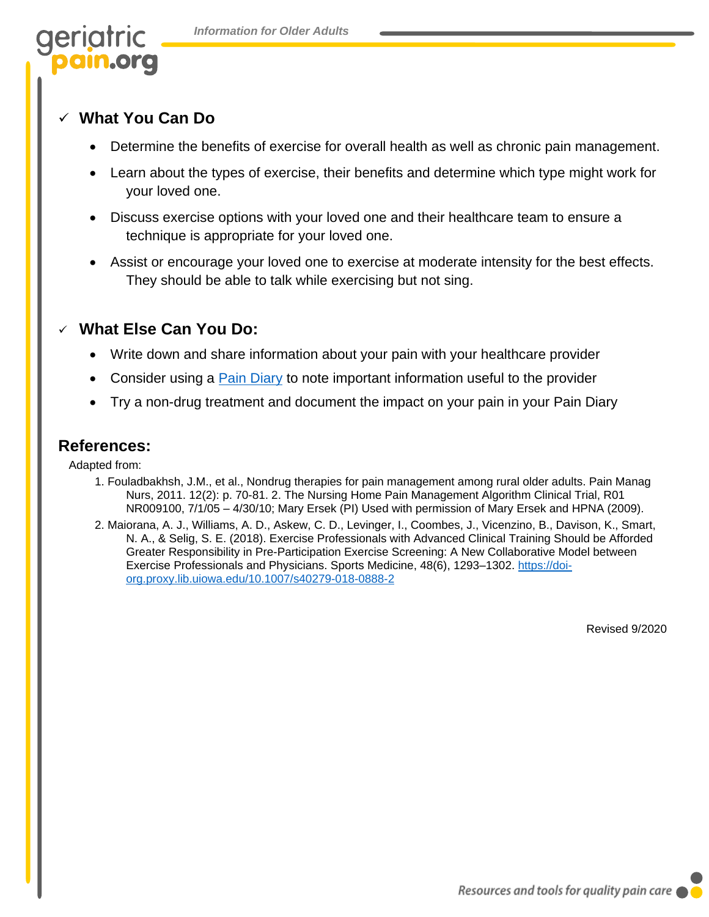## ✓ What You Can Do

- Determine the benefits of exercise for overall health as well as chronic pain management.
- Learn about the types of exercise, their benefits and determine which type might work for your loved one.
- Discuss exercise options with your loved one and their healthcare team to ensure a technique is appropriate for your loved one.
- Assist or encourage your loved one to exercise at moderate intensity for the best effects. They should be able to talk while exercising but not sing.

## ✓ What Else Can You Do:

- Write down and share information about your pain with your healthcare provider
- Consider using a [Pain Diary] to note important information useful to the provider
- Try a non-drug treatment and document the impact on your pain in your Pain Diary

## References:

Adapted from:

1. Fouladbakhsh, J.M., et al., Nondrug therapies for pain management among rural older adults. Pain Manag Nurs, 2011. 12(2): p. 70-81. 2. The Nursing Home Pain Management Algorithm Clinical Trial, R01 NR009100, 7/1/05 – 4/30/10; Mary Ersek (PI) Used with permission of Mary Ersek and HPNA (2009).
2. Maiorana, A. J., Williams, A. D., Askew, C. D., Levinger, I., Coombes, J., Vicenzino, B., Davison, K., Smart, N. A., & Selig, S. E. (2018). Exercise Professionals with Advanced Clinical Training Should be Afforded Greater Responsibility in Pre-Participation Exercise Screening: A New Collaborative Model between Exercise Professionals and Physicians. Sports Medicine, 48(6), 1293–1302. https://doi-org.proxy.lib.uiowa.edu/10.1007/s40279-018-0888-2

Revised 9/2020